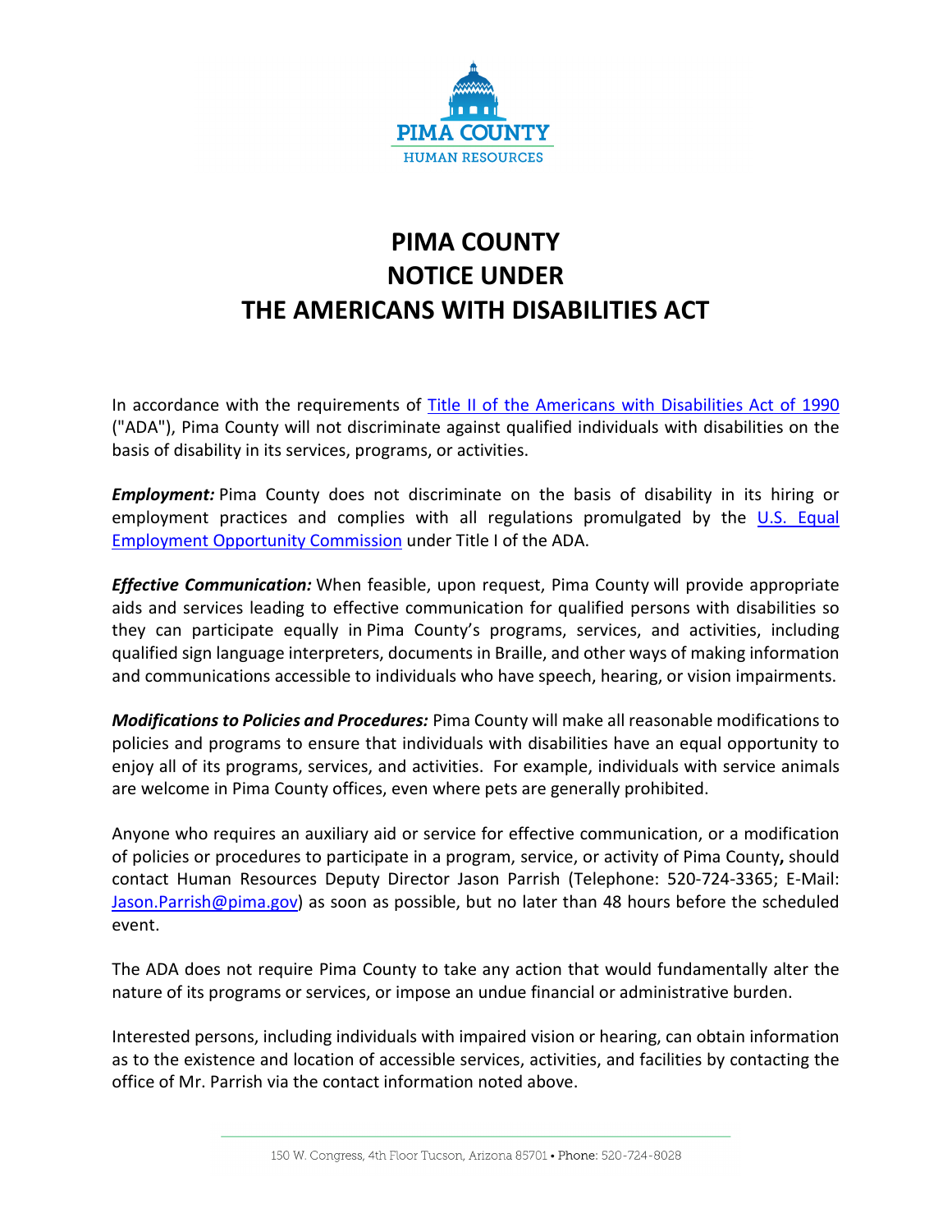PIMA COUNTY

HUMAN RESOURCES

# PIMA COUNTY
# NOTICE UNDER
# THE AMERICANS WITH DISABILITIES ACT

In accordance with the requirements of Title II of the Americans with Disabilities Act of 1990 ("ADA"), Pima County will not discriminate against qualified individuals with disabilities on the basis of disability in its services, programs, or activities.

***Employment:*** Pima County does not discriminate on the basis of disability in its hiring or employment practices and complies with all regulations promulgated by the U.S. Equal Employment Opportunity Commission under Title I of the ADA.

***Effective Communication:*** When feasible, upon request, Pima County will provide appropriate aids and services leading to effective communication for qualified persons with disabilities so they can participate equally in Pima County's programs, services, and activities, including qualified sign language interpreters, documents in Braille, and other ways of making information and communications accessible to individuals who have speech, hearing, or vision impairments.

***Modifications to Policies and Procedures:*** Pima County will make all reasonable modifications to policies and programs to ensure that individuals with disabilities have an equal opportunity to enjoy all of its programs, services, and activities. For example, individuals with service animals are welcome in Pima County offices, even where pets are generally prohibited.

Anyone who requires an auxiliary aid or service for effective communication, or a modification of policies or procedures to participate in a program, service, or activity of Pima County**,** should contact Human Resources Deputy Director Jason Parrish (Telephone: 520-724-3365; E-Mail: Jason.Parrish@pima.gov) as soon as possible, but no later than 48 hours before the scheduled event.

The ADA does not require Pima County to take any action that would fundamentally alter the nature of its programs or services, or impose an undue financial or administrative burden.

Interested persons, including individuals with impaired vision or hearing, can obtain information as to the existence and location of accessible services, activities, and facilities by contacting the office of Mr. Parrish via the contact information noted above.

150 W. Congress, 4th Floor Tucson, Arizona 85701 • Phone: 520-724-8028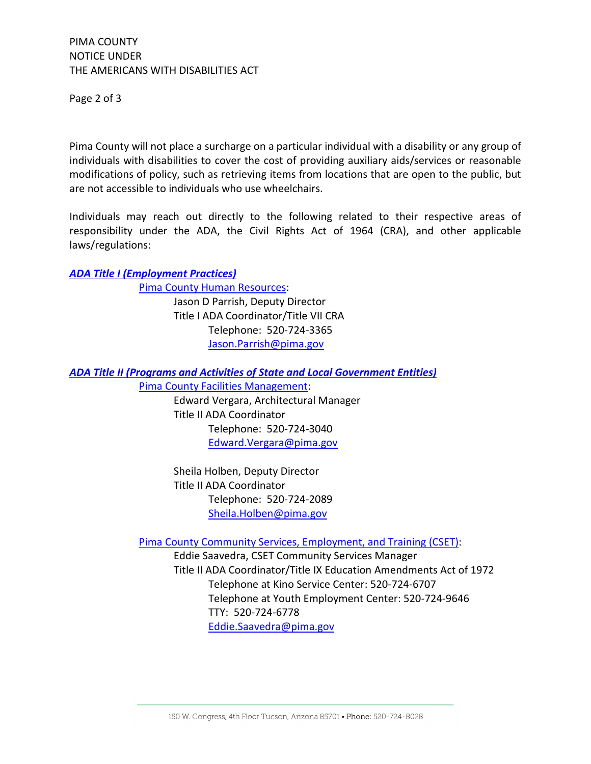Pima County will not place a surcharge on a particular individual with a disability or any group of individuals with disabilities to cover the cost of providing auxiliary aids/services or reasonable modifications of policy, such as retrieving items from locations that are open to the public, but are not accessible to individuals who use wheelchairs.

Individuals may reach out directly to the following related to their respective areas of responsibility under the ADA, the Civil Rights Act of 1964 (CRA), and other applicable laws/regulations:

***ADA Title I (Employment Practices)***

Pima County Human Resources:

Jason D Parrish, Deputy Director
Title I ADA Coordinator/Title VII CRA
Telephone: 520-724-3365
Jason.Parrish@pima.gov

***ADA Title II (Programs and Activities of State and Local Government Entities)***

Pima County Facilities Management:

Edward Vergara, Architectural Manager
Title II ADA Coordinator
Telephone: 520-724-3040
Edward.Vergara@pima.gov

Sheila Holben, Deputy Director
Title II ADA Coordinator
Telephone: 520-724-2089
Sheila.Holben@pima.gov

Pima County Community Services, Employment, and Training (CSET):

Eddie Saavedra, CSET Community Services Manager
Title II ADA Coordinator/Title IX Education Amendments Act of 1972
Telephone at Kino Service Center: 520-724-6707
Telephone at Youth Employment Center: 520-724-9646
TTY: 520-724-6778
Eddie.Saavedra@pima.gov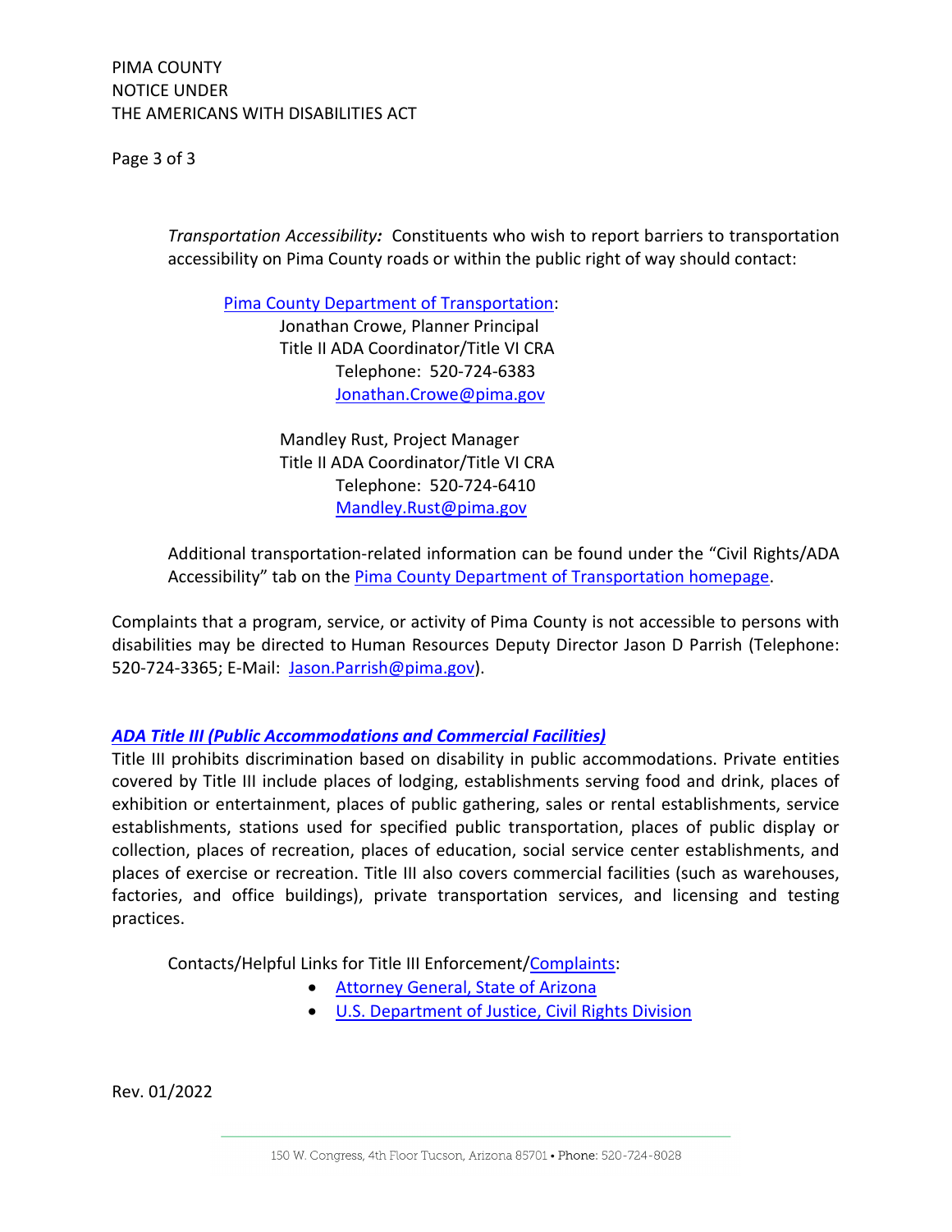*Transportation Accessibility:* Constituents who wish to report barriers to transportation accessibility on Pima County roads or within the public right of way should contact:

Pima County Department of Transportation:

Jonathan Crowe, Planner Principal
Title II ADA Coordinator/Title VI CRA
Telephone: 520-724-6383
Jonathan.Crowe@pima.gov

Mandley Rust, Project Manager
Title II ADA Coordinator/Title VI CRA
Telephone: 520-724-6410
Mandley.Rust@pima.gov

Additional transportation-related information can be found under the "Civil Rights/ADA Accessibility" tab on the Pima County Department of Transportation homepage.

Complaints that a program, service, or activity of Pima County is not accessible to persons with disabilities may be directed to Human Resources Deputy Director Jason D Parrish (Telephone: 520-724-3365; E-Mail: Jason.Parrish@pima.gov).

***ADA Title III (Public Accommodations and Commercial Facilities)***

Title III prohibits discrimination based on disability in public accommodations. Private entities covered by Title III include places of lodging, establishments serving food and drink, places of exhibition or entertainment, places of public gathering, sales or rental establishments, service establishments, stations used for specified public transportation, places of public display or collection, places of recreation, places of education, social service center establishments, and places of exercise or recreation. Title III also covers commercial facilities (such as warehouses, factories, and office buildings), private transportation services, and licensing and testing practices.

Contacts/Helpful Links for Title III Enforcement/Complaints:

- Attorney General, State of Arizona
- U.S. Department of Justice, Civil Rights Division

Rev. 01/2022